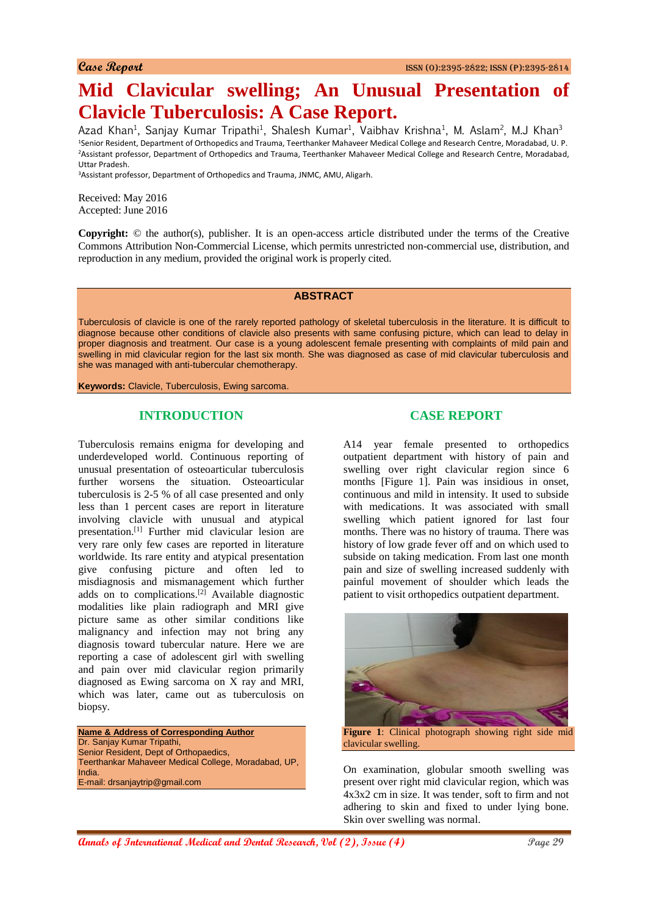Case Report

# Mid Clavicular swelling; An Unusual Presentation of Clavicle Tuberculosis: A Case Report.

Azad Khan[1], Sanjay Kumar Tripathi[1], Shalesh Kumar[1], Vaibhav Krishna[1], M. Aslam[2], M.J Khan[3]

[1]Senior Resident, Department of Orthopedics and Trauma, Teerthanker Mahaveer Medical College and Research Centre, Moradabad, U. P.
[2]Assistant professor, Department of Orthopedics and Trauma, Teerthanker Mahaveer Medical College and Research Centre, Moradabad, Uttar Pradesh.
[3]Assistant professor, Department of Orthopedics and Trauma, JNMC, AMU, Aligarh.

Received: May 2016
Accepted: June 2016

**Copyright:** © the author(s), publisher. It is an open-access article distributed under the terms of the Creative Commons Attribution Non-Commercial License, which permits unrestricted non-commercial use, distribution, and reproduction in any medium, provided the original work is properly cited.

## ABSTRACT

Tuberculosis of clavicle is one of the rarely reported pathology of skeletal tuberculosis in the literature. It is difficult to diagnose because other conditions of clavicle also presents with same confusing picture, which can lead to delay in proper diagnosis and treatment. Our case is a young adolescent female presenting with complaints of mild pain and swelling in mid clavicular region for the last six month. She was diagnosed as case of mid clavicular tuberculosis and she was managed with anti-tubercular chemotherapy.

**Keywords:** Clavicle, Tuberculosis, Ewing sarcoma.

## INTRODUCTION

Tuberculosis remains enigma for developing and underdeveloped world. Continuous reporting of unusual presentation of osteoarticular tuberculosis further worsens the situation. Osteoarticular tuberculosis is 2-5 % of all case presented and only less than 1 percent cases are report in literature involving clavicle with unusual and atypical presentation.[1] Further mid clavicular lesion are very rare only few cases are reported in literature worldwide. Its rare entity and atypical presentation give confusing picture and often led to misdiagnosis and mismanagement which further adds on to complications.[2] Available diagnostic modalities like plain radiograph and MRI give picture same as other similar conditions like malignancy and infection may not bring any diagnosis toward tubercular nature. Here we are reporting a case of adolescent girl with swelling and pain over mid clavicular region primarily diagnosed as Ewing sarcoma on X ray and MRI, which was later, came out as tuberculosis on biopsy.

**Name & Address of Corresponding Author**
Dr. Sanjay Kumar Tripathi,
Senior Resident, Dept of Orthopaedics,
Teerthankar Mahaveer Medical College, Moradabad, UP, India.
E-mail: drsanjaytrip@gmail.com

## CASE REPORT

A14 year female presented to orthopedics outpatient department with history of pain and swelling over right clavicular region since 6 months [Figure 1]. Pain was insidious in onset, continuous and mild in intensity. It used to subside with medications. It was associated with small swelling which patient ignored for last four months. There was no history of trauma. There was history of low grade fever off and on which used to subside on taking medication. From last one month pain and size of swelling increased suddenly with painful movement of shoulder which leads the patient to visit orthopedics outpatient department.

**Figure 1**: Clinical photograph showing right side mid clavicular swelling.

On examination, globular smooth swelling was present over right mid clavicular region, which was 4x3x2 cm in size. It was tender, soft to firm and not adhering to skin and fixed to under lying bone. Skin over swelling was normal.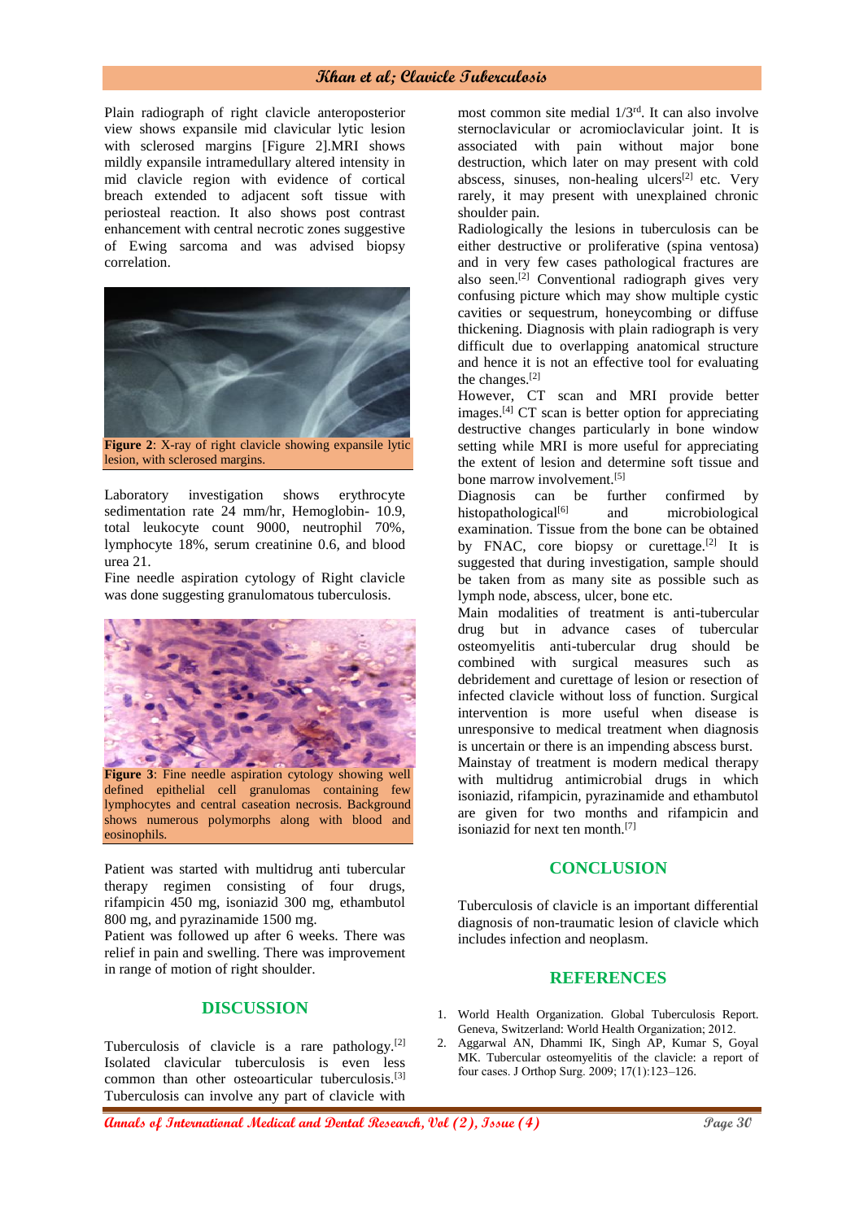Plain radiograph of right clavicle anteroposterior view shows expansile mid clavicular lytic lesion with sclerosed margins [Figure 2].MRI shows mildly expansile intramedullary altered intensity in mid clavicle region with evidence of cortical breach extended to adjacent soft tissue with periosteal reaction. It also shows post contrast enhancement with central necrotic zones suggestive of Ewing sarcoma and was advised biopsy correlation.

**Figure 2**: X-ray of right clavicle showing expansile lytic lesion, with sclerosed margins.

Laboratory investigation shows erythrocyte sedimentation rate 24 mm/hr, Hemoglobin- 10.9, total leukocyte count 9000, neutrophil 70%, lymphocyte 18%, serum creatinine 0.6, and blood urea 21.

Fine needle aspiration cytology of Right clavicle was done suggesting granulomatous tuberculosis.

**Figure 3**: Fine needle aspiration cytology showing well defined epithelial cell granulomas containing few lymphocytes and central caseation necrosis. Background shows numerous polymorphs along with blood and eosinophils.

Patient was started with multidrug anti tubercular therapy regimen consisting of four drugs, rifampicin 450 mg, isoniazid 300 mg, ethambutol 800 mg, and pyrazinamide 1500 mg.

Patient was followed up after 6 weeks. There was relief in pain and swelling. There was improvement in range of motion of right shoulder.

## DISCUSSION

Tuberculosis of clavicle is a rare pathology.[2] Isolated clavicular tuberculosis is even less common than other osteoarticular tuberculosis.[3] Tuberculosis can involve any part of clavicle with most common site medial 1/3rd. It can also involve sternoclavicular or acromioclavicular joint. It is associated with pain without major bone destruction, which later on may present with cold abscess, sinuses, non-healing ulcers[2] etc. Very rarely, it may present with unexplained chronic shoulder pain.

Radiologically the lesions in tuberculosis can be either destructive or proliferative (spina ventosa) and in very few cases pathological fractures are also seen.[2] Conventional radiograph gives very confusing picture which may show multiple cystic cavities or sequestrum, honeycombing or diffuse thickening. Diagnosis with plain radiograph is very difficult due to overlapping anatomical structure and hence it is not an effective tool for evaluating the changes.[2]

However, CT scan and MRI provide better images.[4] CT scan is better option for appreciating destructive changes particularly in bone window setting while MRI is more useful for appreciating the extent of lesion and determine soft tissue and bone marrow involvement.[5]

Diagnosis can be further confirmed by histopathological[6] and microbiological examination. Tissue from the bone can be obtained by FNAC, core biopsy or curettage.[2] It is suggested that during investigation, sample should be taken from as many site as possible such as lymph node, abscess, ulcer, bone etc.

Main modalities of treatment is anti-tubercular drug but in advance cases of tubercular osteomyelitis anti-tubercular drug should be combined with surgical measures such as debridement and curettage of lesion or resection of infected clavicle without loss of function. Surgical intervention is more useful when disease is unresponsive to medical treatment when diagnosis is uncertain or there is an impending abscess burst.

Mainstay of treatment is modern medical therapy with multidrug antimicrobial drugs in which isoniazid, rifampicin, pyrazinamide and ethambutol are given for two months and rifampicin and isoniazid for next ten month.[7]

## CONCLUSION

Tuberculosis of clavicle is an important differential diagnosis of non-traumatic lesion of clavicle which includes infection and neoplasm.

## REFERENCES

1. World Health Organization. Global Tuberculosis Report. Geneva, Switzerland: World Health Organization; 2012.
2. Aggarwal AN, Dhammi IK, Singh AP, Kumar S, Goyal MK. Tubercular osteomyelitis of the clavicle: a report of four cases. J Orthop Surg. 2009; 17(1):123–126.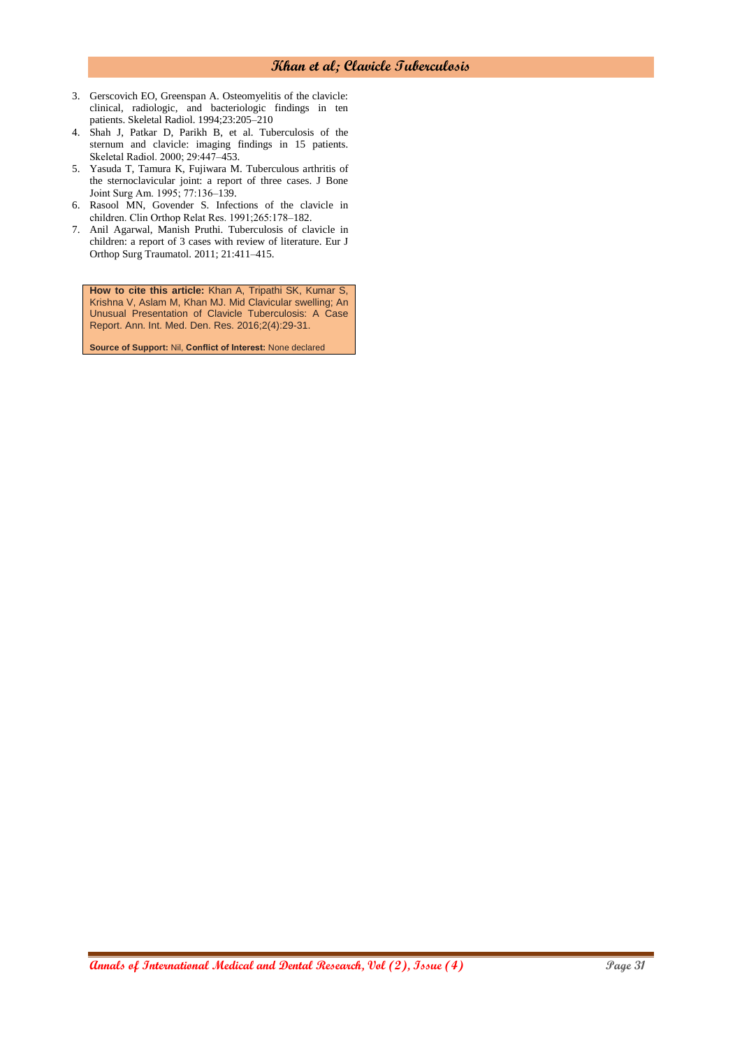3. Gerscovich EO, Greenspan A. Osteomyelitis of the clavicle: clinical, radiologic, and bacteriologic findings in ten patients. Skeletal Radiol. 1994;23:205–210
4. Shah J, Patkar D, Parikh B, et al. Tuberculosis of the sternum and clavicle: imaging findings in 15 patients. Skeletal Radiol. 2000; 29:447–453.
5. Yasuda T, Tamura K, Fujiwara M. Tuberculous arthritis of the sternoclavicular joint: a report of three cases. J Bone Joint Surg Am. 1995; 77:136–139.
6. Rasool MN, Govender S. Infections of the clavicle in children. Clin Orthop Relat Res. 1991;265:178–182.
7. Anil Agarwal, Manish Pruthi. Tuberculosis of clavicle in children: a report of 3 cases with review of literature. Eur J Orthop Surg Traumatol. 2011; 21:411–415.

**How to cite this article:** Khan A, Tripathi SK, Kumar S, Krishna V, Aslam M, Khan MJ. Mid Clavicular swelling; An Unusual Presentation of Clavicle Tuberculosis: A Case Report. Ann. Int. Med. Den. Res. 2016;2(4):29-31.

**Source of Support:** Nil, **Conflict of Interest:** None declared